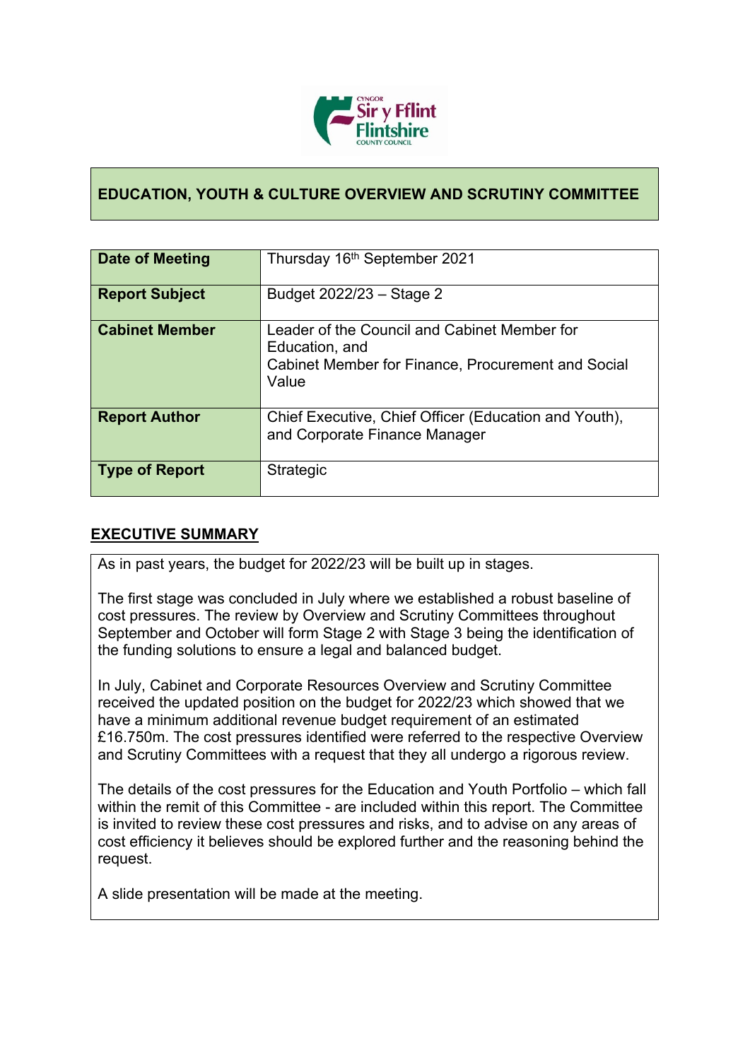## EDUCATION, YOUTH & CULTURE OVERVIEW AND SCRUTINY COMMITTEE

| | |
|---|---|
| **Date of Meeting** | Thursday 16th September 2021 |
| **Report Subject** | Budget 2022/23 – Stage 2 |
| **Cabinet Member** | Leader of the Council and Cabinet Member for Education, and Cabinet Member for Finance, Procurement and Social Value |
| **Report Author** | Chief Executive, Chief Officer (Education and Youth), and Corporate Finance Manager |
| **Type of Report** | Strategic |

## EXECUTIVE SUMMARY

As in past years, the budget for 2022/23 will be built up in stages.

The first stage was concluded in July where we established a robust baseline of cost pressures. The review by Overview and Scrutiny Committees throughout September and October will form Stage 2 with Stage 3 being the identification of the funding solutions to ensure a legal and balanced budget.

In July, Cabinet and Corporate Resources Overview and Scrutiny Committee received the updated position on the budget for 2022/23 which showed that we have a minimum additional revenue budget requirement of an estimated £16.750m. The cost pressures identified were referred to the respective Overview and Scrutiny Committees with a request that they all undergo a rigorous review.

The details of the cost pressures for the Education and Youth Portfolio – which fall within the remit of this Committee - are included within this report. The Committee is invited to review these cost pressures and risks, and to advise on any areas of cost efficiency it believes should be explored further and the reasoning behind the request.

A slide presentation will be made at the meeting.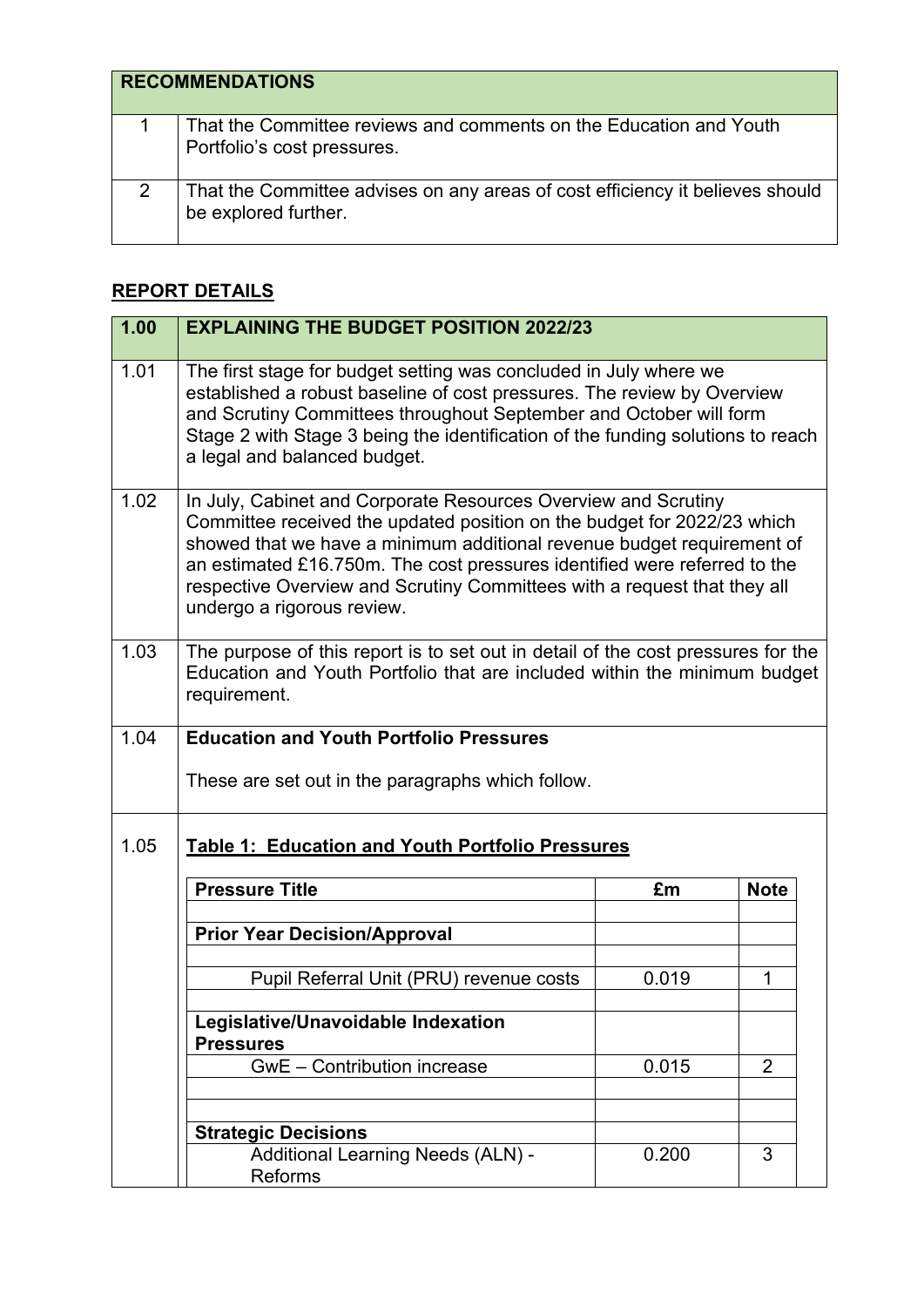| RECOMMENDATIONS | |
|---|---|
| 1 | That the Committee reviews and comments on the Education and Youth Portfolio's cost pressures. |
| 2 | That the Committee advises on any areas of cost efficiency it believes should be explored further. |

## REPORT DETAILS

| 1.00 | EXPLAINING THE BUDGET POSITION 2022/23 |
|---|---|
| 1.01 | The first stage for budget setting was concluded in July where we established a robust baseline of cost pressures. The review by Overview and Scrutiny Committees throughout September and October will form Stage 2 with Stage 3 being the identification of the funding solutions to reach a legal and balanced budget. |
| 1.02 | In July, Cabinet and Corporate Resources Overview and Scrutiny Committee received the updated position on the budget for 2022/23 which showed that we have a minimum additional revenue budget requirement of an estimated £16.750m. The cost pressures identified were referred to the respective Overview and Scrutiny Committees with a request that they all undergo a rigorous review. |
| 1.03 | The purpose of this report is to set out in detail of the cost pressures for the Education and Youth Portfolio that are included within the minimum budget requirement. |
| 1.04 | **Education and Youth Portfolio Pressures**<br><br>These are set out in the paragraphs which follow. |
| 1.05 | **Table 1: Education and Youth Portfolio Pressures** |

**Table 1: Education and Youth Portfolio Pressures**

| Pressure Title | £m | Note |
|---|---|---|
| | | |
| **Prior Year Decision/Approval** | | |
| | | |
| Pupil Referral Unit (PRU) revenue costs | 0.019 | 1 |
| | | |
| **Legislative/Unavoidable Indexation Pressures** | | |
| GwE – Contribution increase | 0.015 | 2 |
| | | |
| | | |
| **Strategic Decisions** | | |
| Additional Learning Needs (ALN) - Reforms | 0.200 | 3 |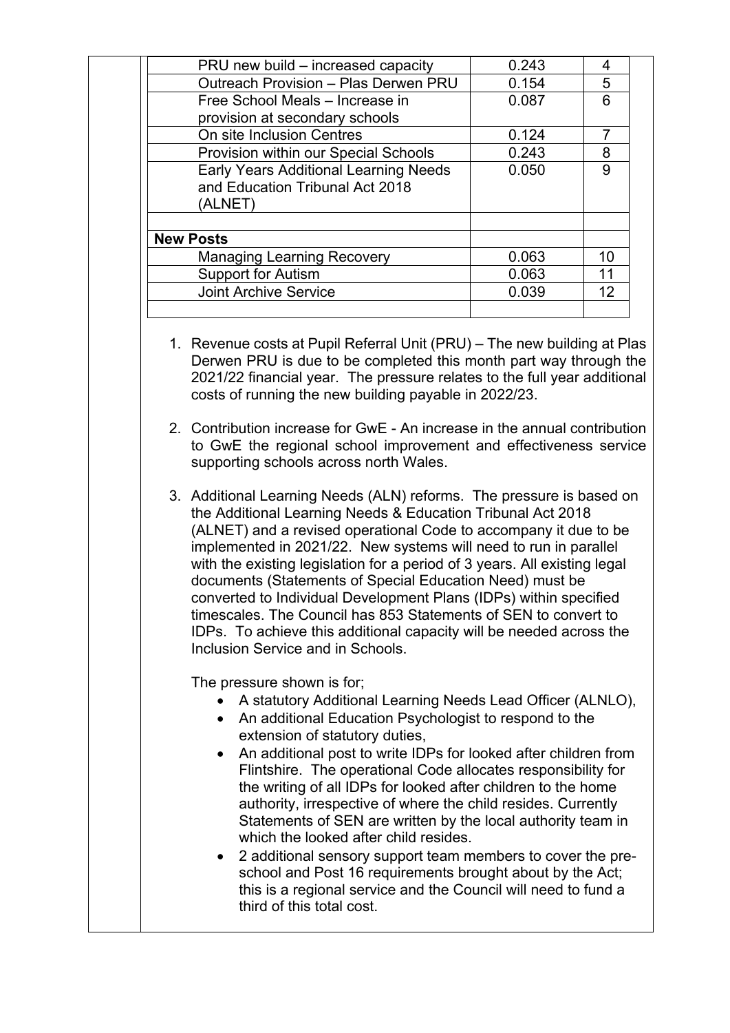| | | |
|---|---|---|
| PRU new build – increased capacity | 0.243 | 4 |
| Outreach Provision – Plas Derwen PRU | 0.154 | 5 |
| Free School Meals – Increase in provision at secondary schools | 0.087 | 6 |
| On site Inclusion Centres | 0.124 | 7 |
| Provision within our Special Schools | 0.243 | 8 |
| Early Years Additional Learning Needs and Education Tribunal Act 2018 (ALNET) | 0.050 | 9 |
| | | |
| **New Posts** | | |
| Managing Learning Recovery | 0.063 | 10 |
| Support for Autism | 0.063 | 11 |
| Joint Archive Service | 0.039 | 12 |
| | | |

1. Revenue costs at Pupil Referral Unit (PRU) – The new building at Plas Derwen PRU is due to be completed this month part way through the 2021/22 financial year. The pressure relates to the full year additional costs of running the new building payable in 2022/23.

2. Contribution increase for GwE - An increase in the annual contribution to GwE the regional school improvement and effectiveness service supporting schools across north Wales.

3. Additional Learning Needs (ALN) reforms. The pressure is based on the Additional Learning Needs & Education Tribunal Act 2018 (ALNET) and a revised operational Code to accompany it due to be implemented in 2021/22. New systems will need to run in parallel with the existing legislation for a period of 3 years. All existing legal documents (Statements of Special Education Need) must be converted to Individual Development Plans (IDPs) within specified timescales. The Council has 853 Statements of SEN to convert to IDPs. To achieve this additional capacity will be needed across the Inclusion Service and in Schools.

   The pressure shown is for;

   - A statutory Additional Learning Needs Lead Officer (ALNLO),
   - An additional Education Psychologist to respond to the extension of statutory duties,
   - An additional post to write IDPs for looked after children from Flintshire. The operational Code allocates responsibility for the writing of all IDPs for looked after children to the home authority, irrespective of where the child resides. Currently Statements of SEN are written by the local authority team in which the looked after child resides.
   - 2 additional sensory support team members to cover the pre-school and Post 16 requirements brought about by the Act; this is a regional service and the Council will need to fund a third of this total cost.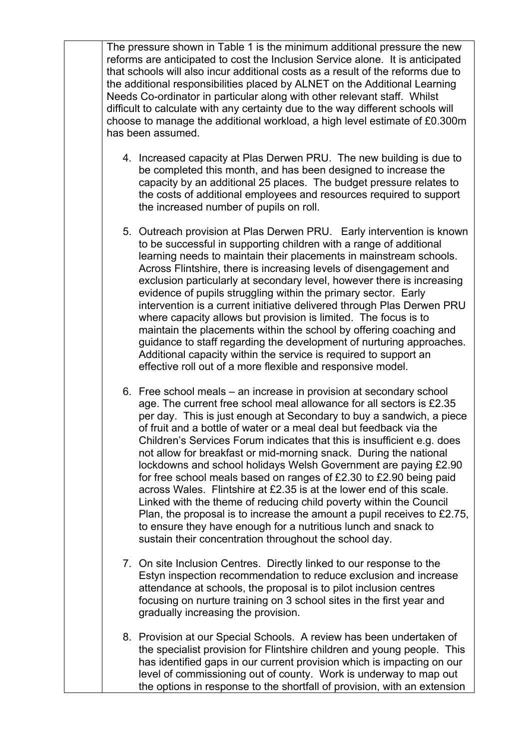The pressure shown in Table 1 is the minimum additional pressure the new reforms are anticipated to cost the Inclusion Service alone. It is anticipated that schools will also incur additional costs as a result of the reforms due to the additional responsibilities placed by ALNET on the Additional Learning Needs Co-ordinator in particular along with other relevant staff. Whilst difficult to calculate with any certainty due to the way different schools will choose to manage the additional workload, a high level estimate of £0.300m has been assumed.

4. Increased capacity at Plas Derwen PRU. The new building is due to be completed this month, and has been designed to increase the capacity by an additional 25 places. The budget pressure relates to the costs of additional employees and resources required to support the increased number of pupils on roll.

5. Outreach provision at Plas Derwen PRU. Early intervention is known to be successful in supporting children with a range of additional learning needs to maintain their placements in mainstream schools. Across Flintshire, there is increasing levels of disengagement and exclusion particularly at secondary level, however there is increasing evidence of pupils struggling within the primary sector. Early intervention is a current initiative delivered through Plas Derwen PRU where capacity allows but provision is limited. The focus is to maintain the placements within the school by offering coaching and guidance to staff regarding the development of nurturing approaches. Additional capacity within the service is required to support an effective roll out of a more flexible and responsive model.

6. Free school meals – an increase in provision at secondary school age. The current free school meal allowance for all sectors is £2.35 per day. This is just enough at Secondary to buy a sandwich, a piece of fruit and a bottle of water or a meal deal but feedback via the Children's Services Forum indicates that this is insufficient e.g. does not allow for breakfast or mid-morning snack. During the national lockdowns and school holidays Welsh Government are paying £2.90 for free school meals based on ranges of £2.30 to £2.90 being paid across Wales. Flintshire at £2.35 is at the lower end of this scale. Linked with the theme of reducing child poverty within the Council Plan, the proposal is to increase the amount a pupil receives to £2.75, to ensure they have enough for a nutritious lunch and snack to sustain their concentration throughout the school day.

7. On site Inclusion Centres. Directly linked to our response to the Estyn inspection recommendation to reduce exclusion and increase attendance at schools, the proposal is to pilot inclusion centres focusing on nurture training on 3 school sites in the first year and gradually increasing the provision.

8. Provision at our Special Schools. A review has been undertaken of the specialist provision for Flintshire children and young people. This has identified gaps in our current provision which is impacting on our level of commissioning out of county. Work is underway to map out the options in response to the shortfall of provision, with an extension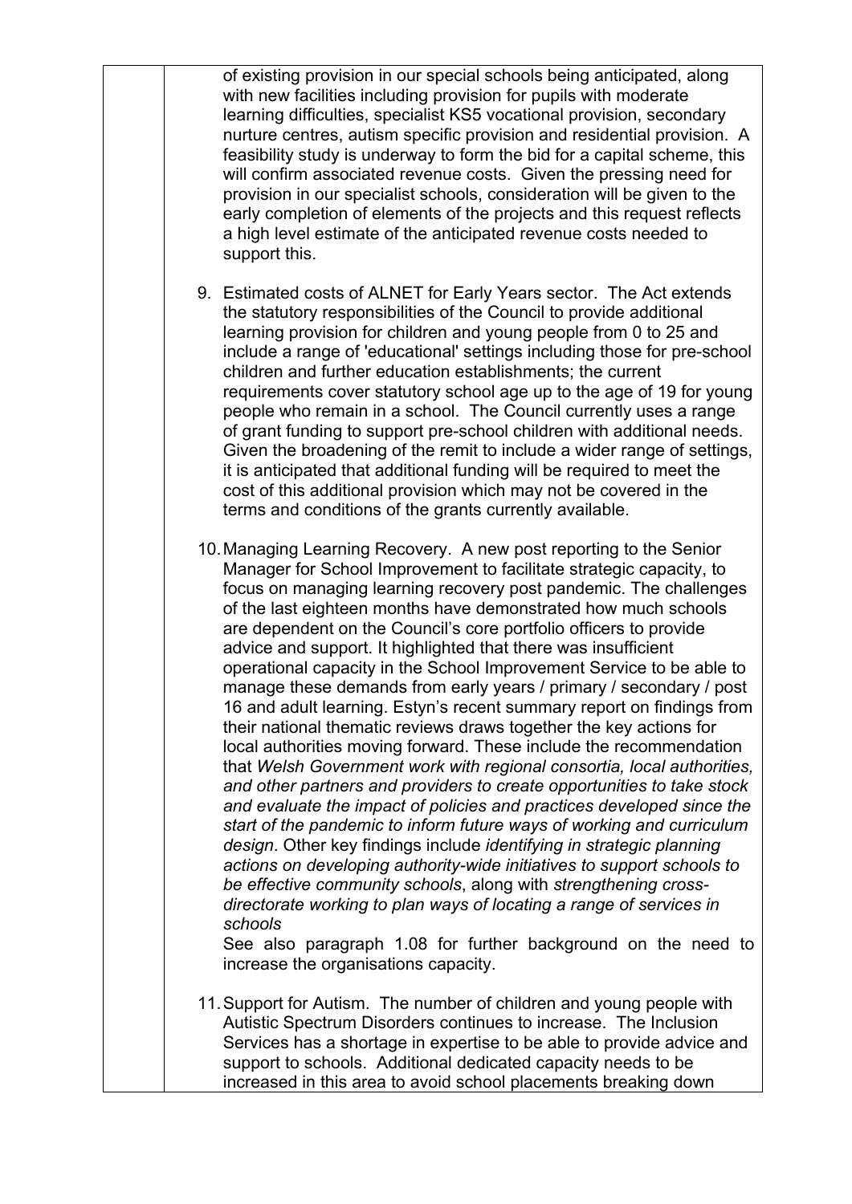| | |
|---|---|
| | of existing provision in our special schools being anticipated, along with new facilities including provision for pupils with moderate learning difficulties, specialist KS5 vocational provision, secondary nurture centres, autism specific provision and residential provision. A feasibility study is underway to form the bid for a capital scheme, this will confirm associated revenue costs. Given the pressing need for provision in our specialist schools, consideration will be given to the early completion of elements of the projects and this request reflects a high level estimate of the anticipated revenue costs needed to support this.<br><br>9. Estimated costs of ALNET for Early Years sector. The Act extends the statutory responsibilities of the Council to provide additional learning provision for children and young people from 0 to 25 and include a range of 'educational' settings including those for pre-school children and further education establishments; the current requirements cover statutory school age up to the age of 19 for young people who remain in a school. The Council currently uses a range of grant funding to support pre-school children with additional needs. Given the broadening of the remit to include a wider range of settings, it is anticipated that additional funding will be required to meet the cost of this additional provision which may not be covered in the terms and conditions of the grants currently available.<br><br>10. Managing Learning Recovery. A new post reporting to the Senior Manager for School Improvement to facilitate strategic capacity, to focus on managing learning recovery post pandemic. The challenges of the last eighteen months have demonstrated how much schools are dependent on the Council's core portfolio officers to provide advice and support. It highlighted that there was insufficient operational capacity in the School Improvement Service to be able to manage these demands from early years / primary / secondary / post 16 and adult learning. Estyn's recent summary report on findings from their national thematic reviews draws together the key actions for local authorities moving forward. These include the recommendation that *Welsh Government work with regional consortia, local authorities, and other partners and providers to create opportunities to take stock and evaluate the impact of policies and practices developed since the start of the pandemic to inform future ways of working and curriculum design*. Other key findings include *identifying in strategic planning actions on developing authority-wide initiatives to support schools to be effective community schools*, along with *strengthening cross-directorate working to plan ways of locating a range of services in schools*<br>See also paragraph 1.08 for further background on the need to increase the organisations capacity.<br><br>11. Support for Autism. The number of children and young people with Autistic Spectrum Disorders continues to increase. The Inclusion Services has a shortage in expertise to be able to provide advice and support to schools. Additional dedicated capacity needs to be increased in this area to avoid school placements breaking down |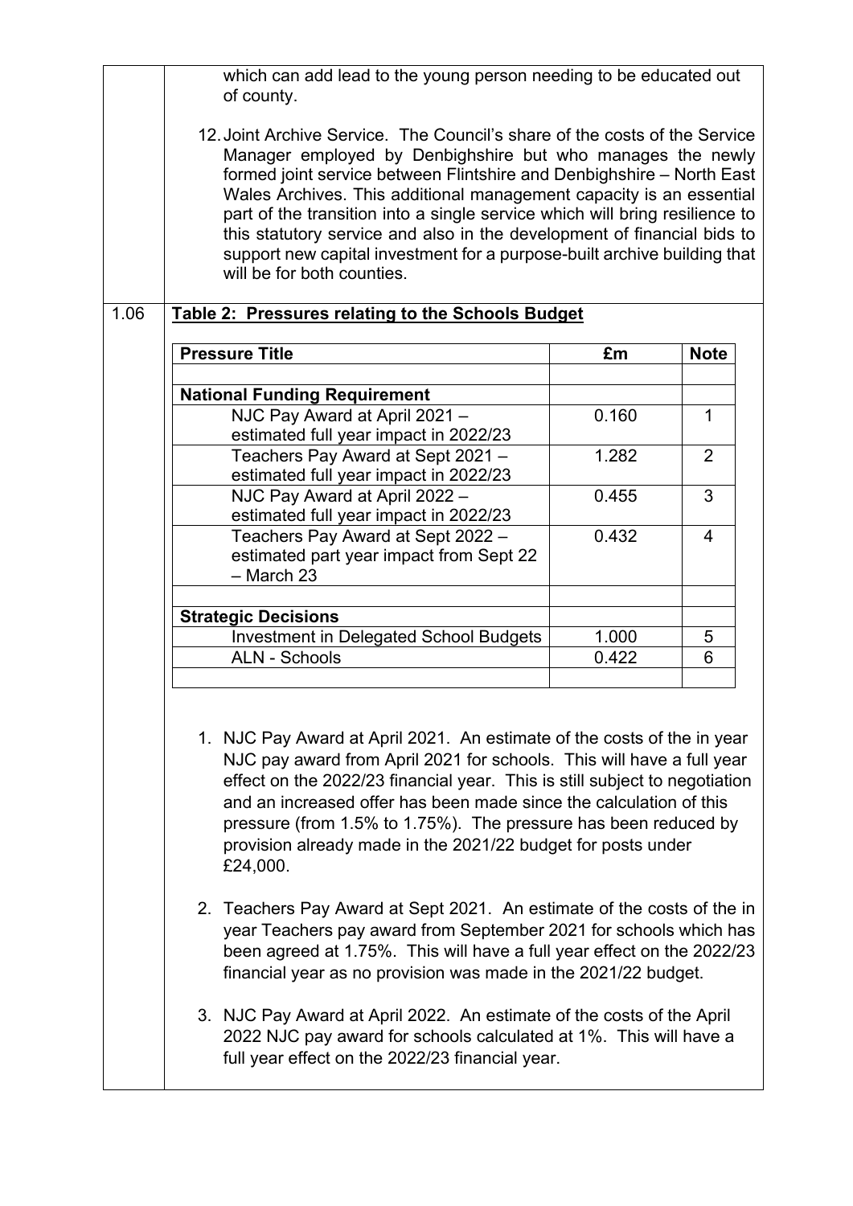which can add lead to the young person needing to be educated out of county.

12. Joint Archive Service. The Council's share of the costs of the Service Manager employed by Denbighshire but who manages the newly formed joint service between Flintshire and Denbighshire – North East Wales Archives. This additional management capacity is an essential part of the transition into a single service which will bring resilience to this statutory service and also in the development of financial bids to support new capital investment for a purpose-built archive building that will be for both counties.

1.06 **Table 2: Pressures relating to the Schools Budget**

| Pressure Title | £m | Note |
|---|---|---|
| | | |
| **National Funding Requirement** | | |
| NJC Pay Award at April 2021 – estimated full year impact in 2022/23 | 0.160 | 1 |
| Teachers Pay Award at Sept 2021 – estimated full year impact in 2022/23 | 1.282 | 2 |
| NJC Pay Award at April 2022 – estimated full year impact in 2022/23 | 0.455 | 3 |
| Teachers Pay Award at Sept 2022 – estimated part year impact from Sept 22 – March 23 | 0.432 | 4 |
| | | |
| **Strategic Decisions** | | |
| Investment in Delegated School Budgets | 1.000 | 5 |
| ALN - Schools | 0.422 | 6 |
| | | |

1. NJC Pay Award at April 2021. An estimate of the costs of the in year NJC pay award from April 2021 for schools. This will have a full year effect on the 2022/23 financial year. This is still subject to negotiation and an increased offer has been made since the calculation of this pressure (from 1.5% to 1.75%). The pressure has been reduced by provision already made in the 2021/22 budget for posts under £24,000.

2. Teachers Pay Award at Sept 2021. An estimate of the costs of the in year Teachers pay award from September 2021 for schools which has been agreed at 1.75%. This will have a full year effect on the 2022/23 financial year as no provision was made in the 2021/22 budget.

3. NJC Pay Award at April 2022. An estimate of the costs of the April 2022 NJC pay award for schools calculated at 1%. This will have a full year effect on the 2022/23 financial year.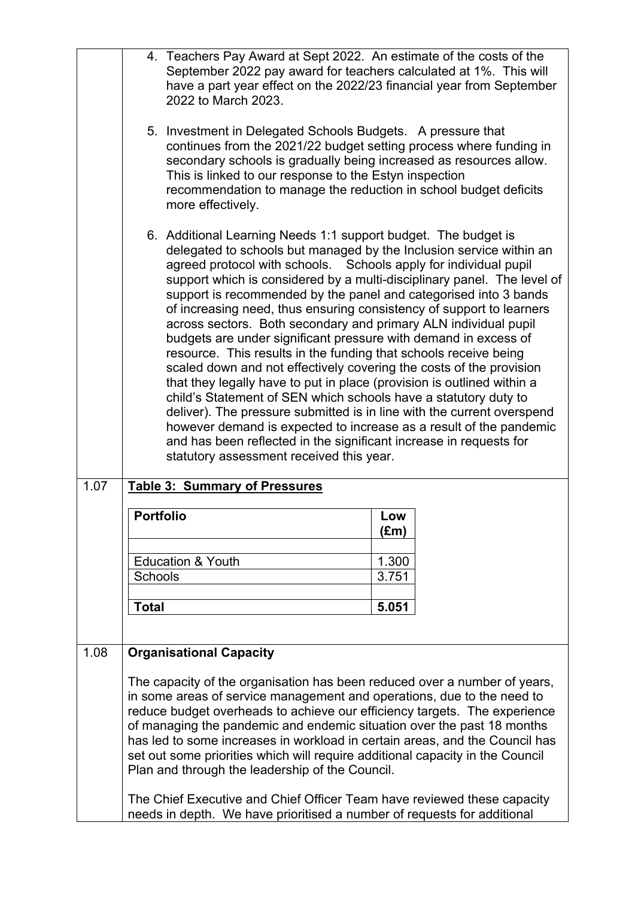4. Teachers Pay Award at Sept 2022. An estimate of the costs of the September 2022 pay award for teachers calculated at 1%. This will have a part year effect on the 2022/23 financial year from September 2022 to March 2023.

5. Investment in Delegated Schools Budgets. A pressure that continues from the 2021/22 budget setting process where funding in secondary schools is gradually being increased as resources allow. This is linked to our response to the Estyn inspection recommendation to manage the reduction in school budget deficits more effectively.

6. Additional Learning Needs 1:1 support budget. The budget is delegated to schools but managed by the Inclusion service within an agreed protocol with schools. Schools apply for individual pupil support which is considered by a multi-disciplinary panel. The level of support is recommended by the panel and categorised into 3 bands of increasing need, thus ensuring consistency of support to learners across sectors. Both secondary and primary ALN individual pupil budgets are under significant pressure with demand in excess of resource. This results in the funding that schools receive being scaled down and not effectively covering the costs of the provision that they legally have to put in place (provision is outlined within a child's Statement of SEN which schools have a statutory duty to deliver). The pressure submitted is in line with the current overspend however demand is expected to increase as a result of the pandemic and has been reflected in the significant increase in requests for statutory assessment received this year.

1.07 **Table 3: Summary of Pressures**

| Portfolio | Low (£m) |
|---|---|
| | |
| Education & Youth | 1.300 |
| Schools | 3.751 |
| | |
| **Total** | **5.051** |

1.08 **Organisational Capacity**

The capacity of the organisation has been reduced over a number of years, in some areas of service management and operations, due to the need to reduce budget overheads to achieve our efficiency targets. The experience of managing the pandemic and endemic situation over the past 18 months has led to some increases in workload in certain areas, and the Council has set out some priorities which will require additional capacity in the Council Plan and through the leadership of the Council.

The Chief Executive and Chief Officer Team have reviewed these capacity needs in depth. We have prioritised a number of requests for additional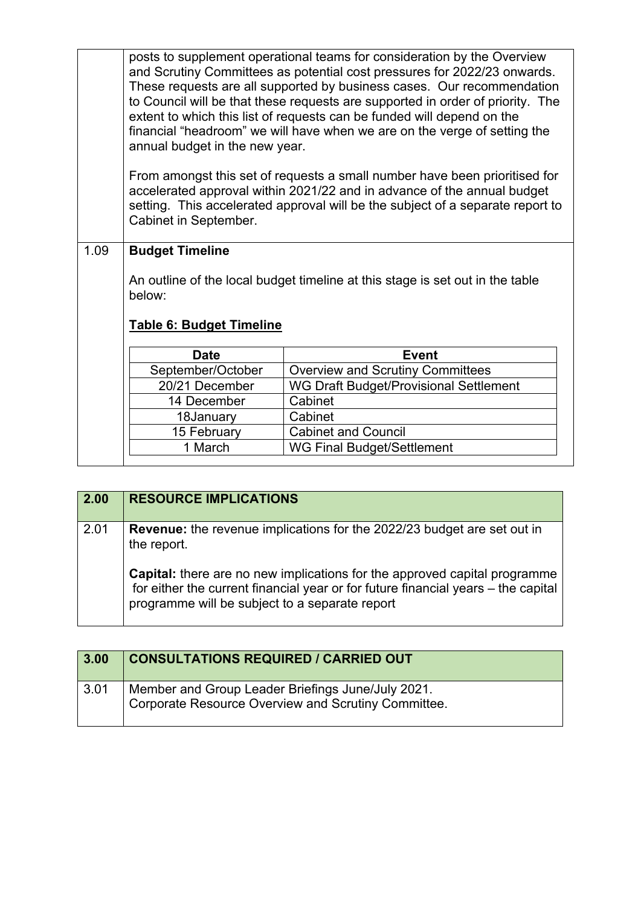posts to supplement operational teams for consideration by the Overview and Scrutiny Committees as potential cost pressures for 2022/23 onwards. These requests are all supported by business cases. Our recommendation to Council will be that these requests are supported in order of priority. The extent to which this list of requests can be funded will depend on the financial "headroom" we will have when we are on the verge of setting the annual budget in the new year.

From amongst this set of requests a small number have been prioritised for accelerated approval within 2021/22 and in advance of the annual budget setting. This accelerated approval will be the subject of a separate report to Cabinet in September.

1.09 **Budget Timeline**

An outline of the local budget timeline at this stage is set out in the table below:

**Table 6: Budget Timeline**

| Date | Event |
|---|---|
| September/October | Overview and Scrutiny Committees |
| 20/21 December | WG Draft Budget/Provisional Settlement |
| 14 December | Cabinet |
| 18January | Cabinet |
| 15 February | Cabinet and Council |
| 1 March | WG Final Budget/Settlement |

## 2.00 RESOURCE IMPLICATIONS

2.01 **Revenue:** the revenue implications for the 2022/23 budget are set out in the report.

**Capital:** there are no new implications for the approved capital programme for either the current financial year or for future financial years – the capital programme will be subject to a separate report

## 3.00 CONSULTATIONS REQUIRED / CARRIED OUT

3.01 Member and Group Leader Briefings June/July 2021.
Corporate Resource Overview and Scrutiny Committee.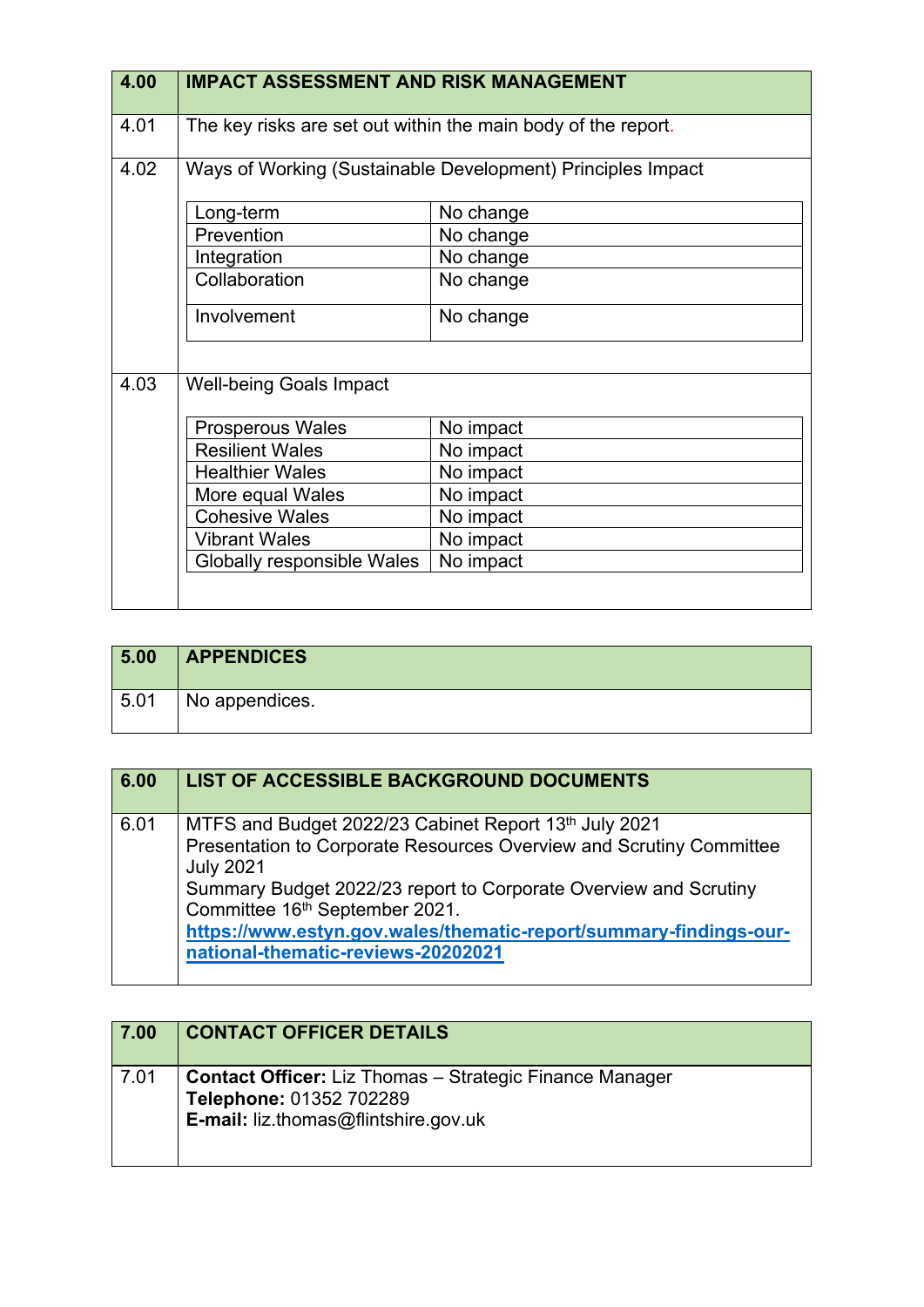| 4.00 | IMPACT ASSESSMENT AND RISK MANAGEMENT |
|---|---|
| 4.01 | The key risks are set out within the main body of the report. |
| 4.02 | Ways of Working (Sustainable Development) Principles Impact |

| Principle | Impact |
|---|---|
| Long-term | No change |
| Prevention | No change |
| Integration | No change |
| Collaboration | No change |
| Involvement | No change |

| | |
|---|---|
| 4.03 | Well-being Goals Impact |

| Goal | Impact |
|---|---|
| Prosperous Wales | No impact |
| Resilient Wales | No impact |
| Healthier Wales | No impact |
| More equal Wales | No impact |
| Cohesive Wales | No impact |
| Vibrant Wales | No impact |
| Globally responsible Wales | No impact |

| 5.00 | APPENDICES |
|---|---|
| 5.01 | No appendices. |

| 6.00 | LIST OF ACCESSIBLE BACKGROUND DOCUMENTS |
|---|---|
| 6.01 | MTFS and Budget 2022/23 Cabinet Report 13th July 2021<br>Presentation to Corporate Resources Overview and Scrutiny Committee July 2021<br>Summary Budget 2022/23 report to Corporate Overview and Scrutiny Committee 16th September 2021.<br>[https://www.estyn.gov.wales/thematic-report/summary-findings-our-national-thematic-reviews-20202021](https://www.estyn.gov.wales/thematic-report/summary-findings-our-national-thematic-reviews-20202021) |

| 7.00 | CONTACT OFFICER DETAILS |
|---|---|
| 7.01 | **Contact Officer:** Liz Thomas – Strategic Finance Manager<br>**Telephone:** 01352 702289<br>**E-mail:** liz.thomas@flintshire.gov.uk |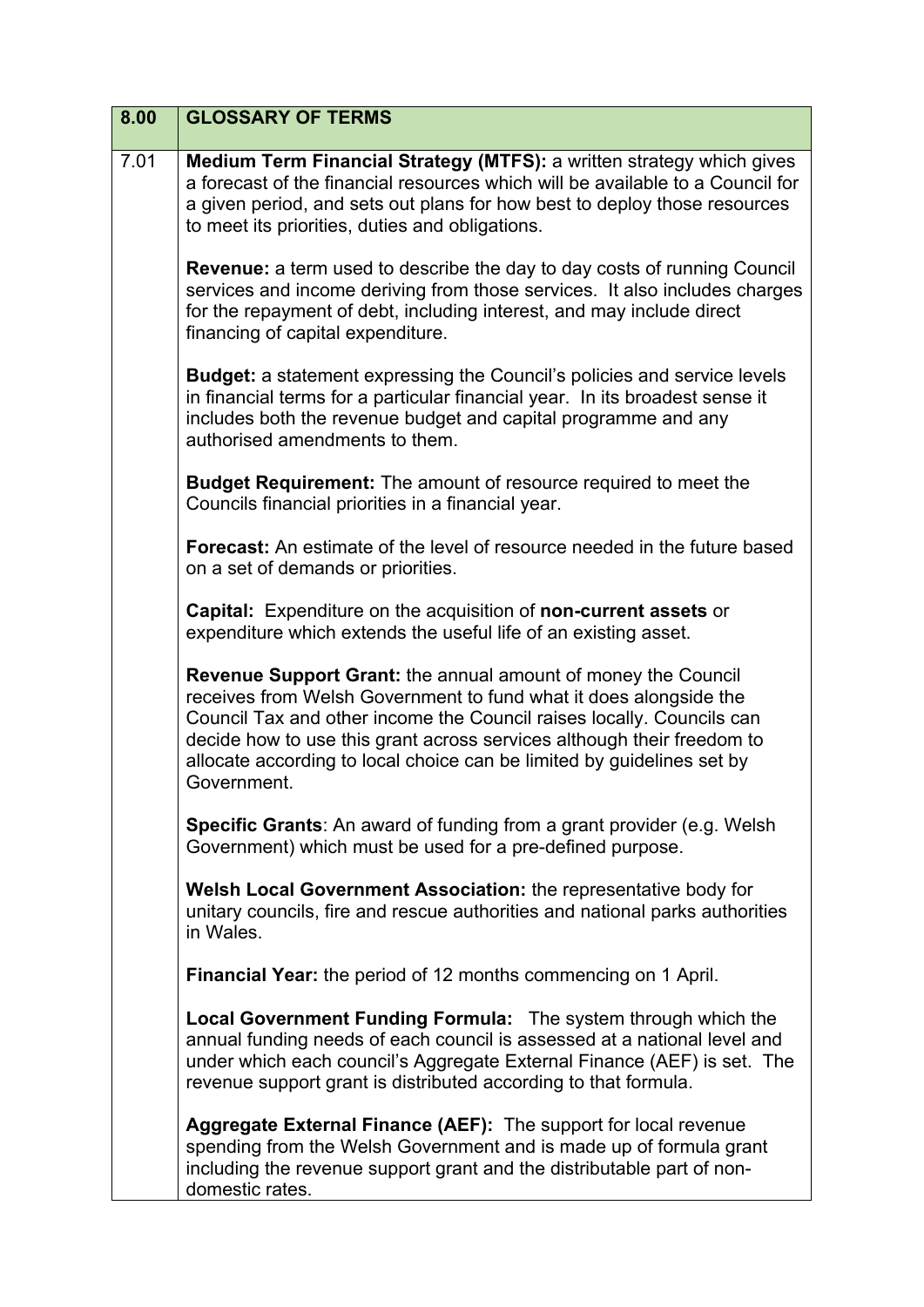| 8.00 | GLOSSARY OF TERMS |
| --- | --- |
| 7.01 | **Medium Term Financial Strategy (MTFS):** a written strategy which gives a forecast of the financial resources which will be available to a Council for a given period, and sets out plans for how best to deploy those resources to meet its priorities, duties and obligations.<br><br>**Revenue:** a term used to describe the day to day costs of running Council services and income deriving from those services. It also includes charges for the repayment of debt, including interest, and may include direct financing of capital expenditure.<br><br>**Budget:** a statement expressing the Council's policies and service levels in financial terms for a particular financial year. In its broadest sense it includes both the revenue budget and capital programme and any authorised amendments to them.<br><br>**Budget Requirement:** The amount of resource required to meet the Councils financial priorities in a financial year.<br><br>**Forecast:** An estimate of the level of resource needed in the future based on a set of demands or priorities.<br><br>**Capital:** Expenditure on the acquisition of **non-current assets** or expenditure which extends the useful life of an existing asset.<br><br>**Revenue Support Grant:** the annual amount of money the Council receives from Welsh Government to fund what it does alongside the Council Tax and other income the Council raises locally. Councils can decide how to use this grant across services although their freedom to allocate according to local choice can be limited by guidelines set by Government.<br><br>**Specific Grants**: An award of funding from a grant provider (e.g. Welsh Government) which must be used for a pre-defined purpose.<br><br>**Welsh Local Government Association:** the representative body for unitary councils, fire and rescue authorities and national parks authorities in Wales.<br><br>**Financial Year:** the period of 12 months commencing on 1 April.<br><br>**Local Government Funding Formula:** The system through which the annual funding needs of each council is assessed at a national level and under which each council's Aggregate External Finance (AEF) is set. The revenue support grant is distributed according to that formula.<br><br>**Aggregate External Finance (AEF):** The support for local revenue spending from the Welsh Government and is made up of formula grant including the revenue support grant and the distributable part of non-domestic rates. |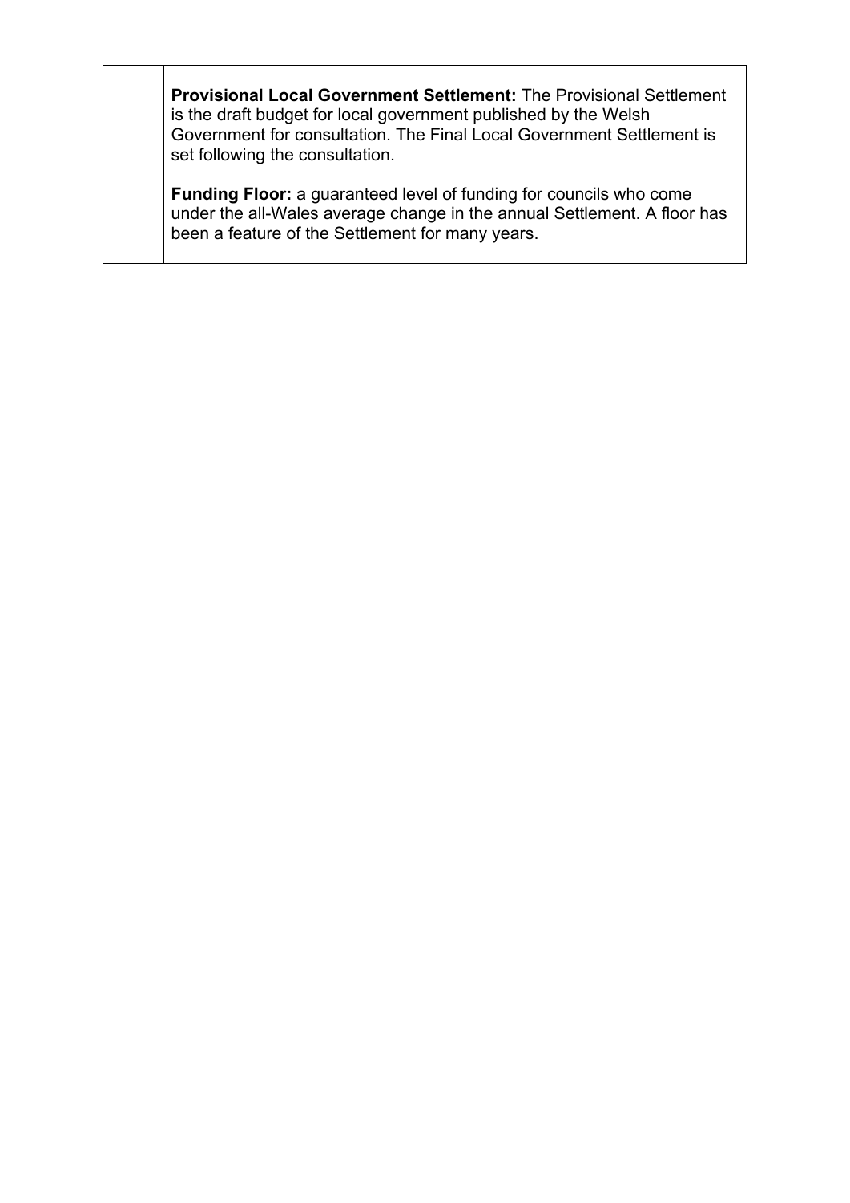| | |
|---|---|
| | **Provisional Local Government Settlement:** The Provisional Settlement is the draft budget for local government published by the Welsh Government for consultation. The Final Local Government Settlement is set following the consultation.<br><br>**Funding Floor:** a guaranteed level of funding for councils who come under the all-Wales average change in the annual Settlement. A floor has been a feature of the Settlement for many years. |